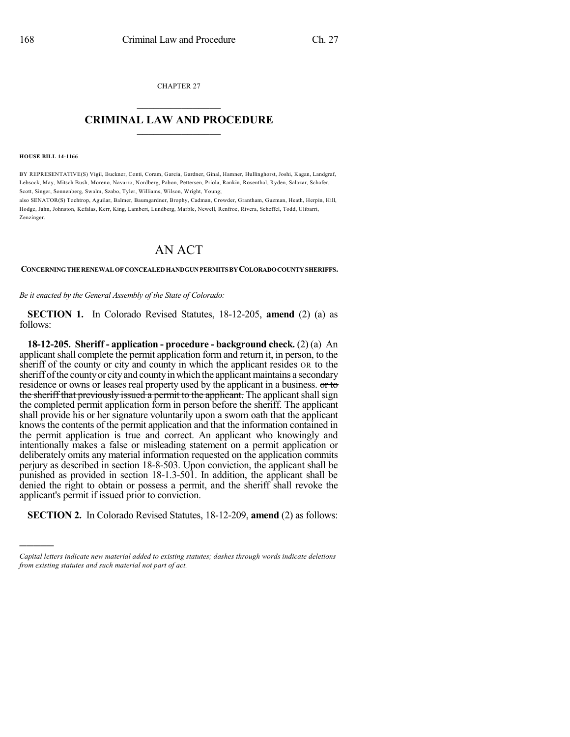CHAPTER 27

# CRIMINAL LAW AND PROCEDURE

**HOUSE BILL 14-1166**

BY REPRESENTATIVE(S) Vigil, Buckner, Conti, Coram, Garcia, Gardner, Ginal, Hamner, Hullinghorst, Joshi, Kagan, Landgraf, Lebsock, May, Mitsch Bush, Moreno, Navarro, Nordberg, Pabon, Pettersen, Priola, Rankin, Rosenthal, Ryden, Salazar, Schafer, Scott, Singer, Sonnenberg, Swalm, Szabo, Tyler, Williams, Wilson, Wright, Young;
also SENATOR(S) Tochtrop, Aguilar, Balmer, Baumgardner, Brophy, Cadman, Crowder, Grantham, Guzman, Heath, Herpin, Hill, Hodge, Jahn, Johnston, Kefalas, Kerr, King, Lambert, Lundberg, Marble, Newell, Renfroe, Rivera, Scheffel, Todd, Ulibarri, Zenzinger.

# AN ACT

**CONCERNING THE RENEWAL OF CONCEALED HANDGUN PERMITS BY COLORADO COUNTY SHERIFFS.**

*Be it enacted by the General Assembly of the State of Colorado:*

**SECTION 1.** In Colorado Revised Statutes, 18-12-205, **amend** (2) (a) as follows:

**18-12-205. Sheriff - application - procedure - background check.** (2) (a) An applicant shall complete the permit application form and return it, in person, to the sheriff of the county or city and county in which the applicant resides OR to the sheriff of the county or city and county in which the applicant maintains a secondary residence or owns or leases real property used by the applicant in a business. ~~or to the sheriff that previously issued a permit to the applicant.~~ The applicant shall sign the completed permit application form in person before the sheriff. The applicant shall provide his or her signature voluntarily upon a sworn oath that the applicant knows the contents of the permit application and that the information contained in the permit application is true and correct. An applicant who knowingly and intentionally makes a false or misleading statement on a permit application or deliberately omits any material information requested on the application commits perjury as described in section 18-8-503. Upon conviction, the applicant shall be punished as provided in section 18-1.3-501. In addition, the applicant shall be denied the right to obtain or possess a permit, and the sheriff shall revoke the applicant's permit if issued prior to conviction.

**SECTION 2.** In Colorado Revised Statutes, 18-12-209, **amend** (2) as follows:

*Capital letters indicate new material added to existing statutes; dashes through words indicate deletions from existing statutes and such material not part of act.*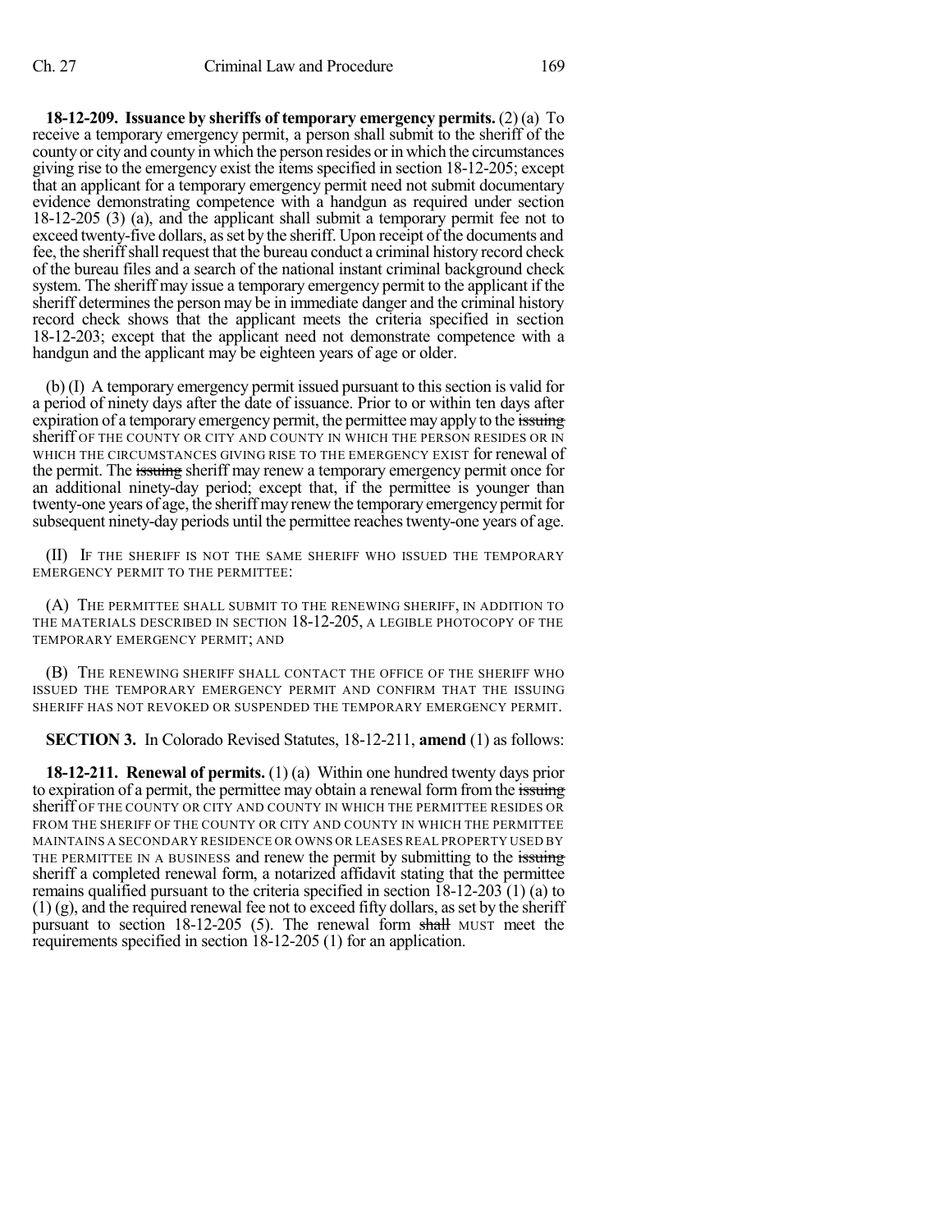**18-12-209. Issuance by sheriffs of temporary emergency permits.** (2) (a) To receive a temporary emergency permit, a person shall submit to the sheriff of the county or city and county in which the person resides or in which the circumstances giving rise to the emergency exist the items specified in section 18-12-205; except that an applicant for a temporary emergency permit need not submit documentary evidence demonstrating competence with a handgun as required under section 18-12-205 (3) (a), and the applicant shall submit a temporary permit fee not to exceed twenty-five dollars, as set by the sheriff. Upon receipt of the documents and fee, the sheriff shall request that the bureau conduct a criminal history record check of the bureau files and a search of the national instant criminal background check system. The sheriff may issue a temporary emergency permit to the applicant if the sheriff determines the person may be in immediate danger and the criminal history record check shows that the applicant meets the criteria specified in section 18-12-203; except that the applicant need not demonstrate competence with a handgun and the applicant may be eighteen years of age or older.

(b) (I) A temporary emergency permit issued pursuant to this section is valid for a period of ninety days after the date of issuance. Prior to or within ten days after expiration of a temporary emergency permit, the permittee may apply to the ~~issuing~~ sheriff OF THE COUNTY OR CITY AND COUNTY IN WHICH THE PERSON RESIDES OR IN WHICH THE CIRCUMSTANCES GIVING RISE TO THE EMERGENCY EXIST for renewal of the permit. The ~~issuing~~ sheriff may renew a temporary emergency permit once for an additional ninety-day period; except that, if the permittee is younger than twenty-one years of age, the sheriff may renew the temporary emergency permit for subsequent ninety-day periods until the permittee reaches twenty-one years of age.

(II) IF THE SHERIFF IS NOT THE SAME SHERIFF WHO ISSUED THE TEMPORARY EMERGENCY PERMIT TO THE PERMITTEE:

(A) THE PERMITTEE SHALL SUBMIT TO THE RENEWING SHERIFF, IN ADDITION TO THE MATERIALS DESCRIBED IN SECTION 18-12-205, A LEGIBLE PHOTOCOPY OF THE TEMPORARY EMERGENCY PERMIT; AND

(B) THE RENEWING SHERIFF SHALL CONTACT THE OFFICE OF THE SHERIFF WHO ISSUED THE TEMPORARY EMERGENCY PERMIT AND CONFIRM THAT THE ISSUING SHERIFF HAS NOT REVOKED OR SUSPENDED THE TEMPORARY EMERGENCY PERMIT.

**SECTION 3.** In Colorado Revised Statutes, 18-12-211, **amend** (1) as follows:

**18-12-211. Renewal of permits.** (1) (a) Within one hundred twenty days prior to expiration of a permit, the permittee may obtain a renewal form from the ~~issuing~~ sheriff OF THE COUNTY OR CITY AND COUNTY IN WHICH THE PERMITTEE RESIDES OR FROM THE SHERIFF OF THE COUNTY OR CITY AND COUNTY IN WHICH THE PERMITTEE MAINTAINS A SECONDARY RESIDENCE OR OWNS OR LEASES REAL PROPERTY USED BY THE PERMITTEE IN A BUSINESS and renew the permit by submitting to the ~~issuing~~ sheriff a completed renewal form, a notarized affidavit stating that the permittee remains qualified pursuant to the criteria specified in section 18-12-203 (1) (a) to (1) (g), and the required renewal fee not to exceed fifty dollars, as set by the sheriff pursuant to section 18-12-205 (5). The renewal form ~~shall~~ MUST meet the requirements specified in section 18-12-205 (1) for an application.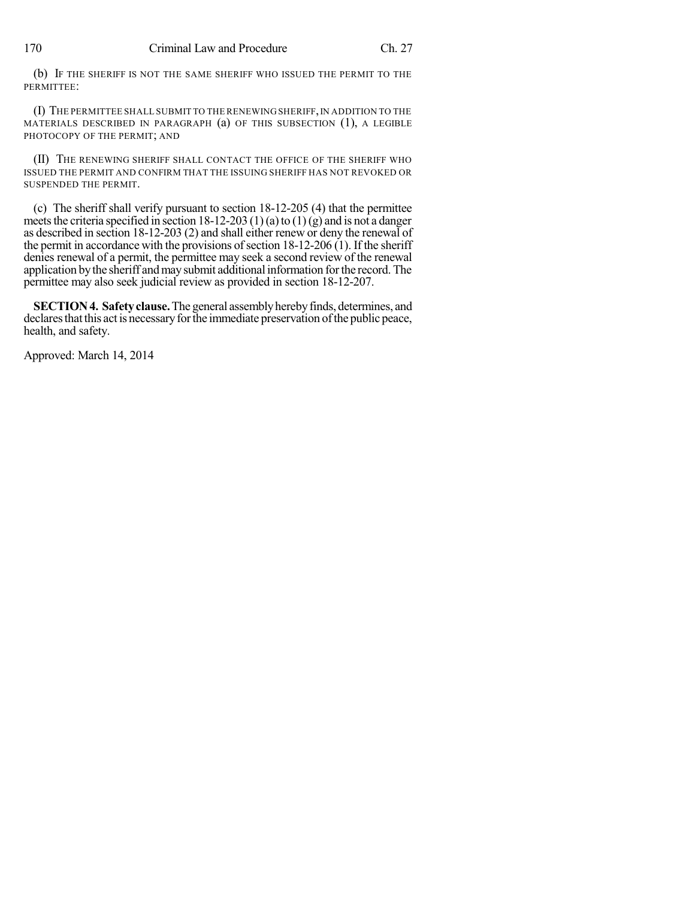(b) IF THE SHERIFF IS NOT THE SAME SHERIFF WHO ISSUED THE PERMIT TO THE PERMITTEE:

(I) THE PERMITTEE SHALL SUBMIT TO THE RENEWING SHERIFF, IN ADDITION TO THE MATERIALS DESCRIBED IN PARAGRAPH (a) OF THIS SUBSECTION (1), A LEGIBLE PHOTOCOPY OF THE PERMIT; AND

(II) THE RENEWING SHERIFF SHALL CONTACT THE OFFICE OF THE SHERIFF WHO ISSUED THE PERMIT AND CONFIRM THAT THE ISSUING SHERIFF HAS NOT REVOKED OR SUSPENDED THE PERMIT.

(c) The sheriff shall verify pursuant to section 18-12-205 (4) that the permittee meets the criteria specified in section 18-12-203 (1) (a) to (1) (g) and is not a danger as described in section 18-12-203 (2) and shall either renew or deny the renewal of the permit in accordance with the provisions of section 18-12-206 (1). If the sheriff denies renewal of a permit, the permittee may seek a second review of the renewal application by the sheriff and may submit additional information for the record. The permittee may also seek judicial review as provided in section 18-12-207.

**SECTION 4. Safety clause.** The general assembly hereby finds, determines, and declares that this act is necessary for the immediate preservation of the public peace, health, and safety.

Approved: March 14, 2014